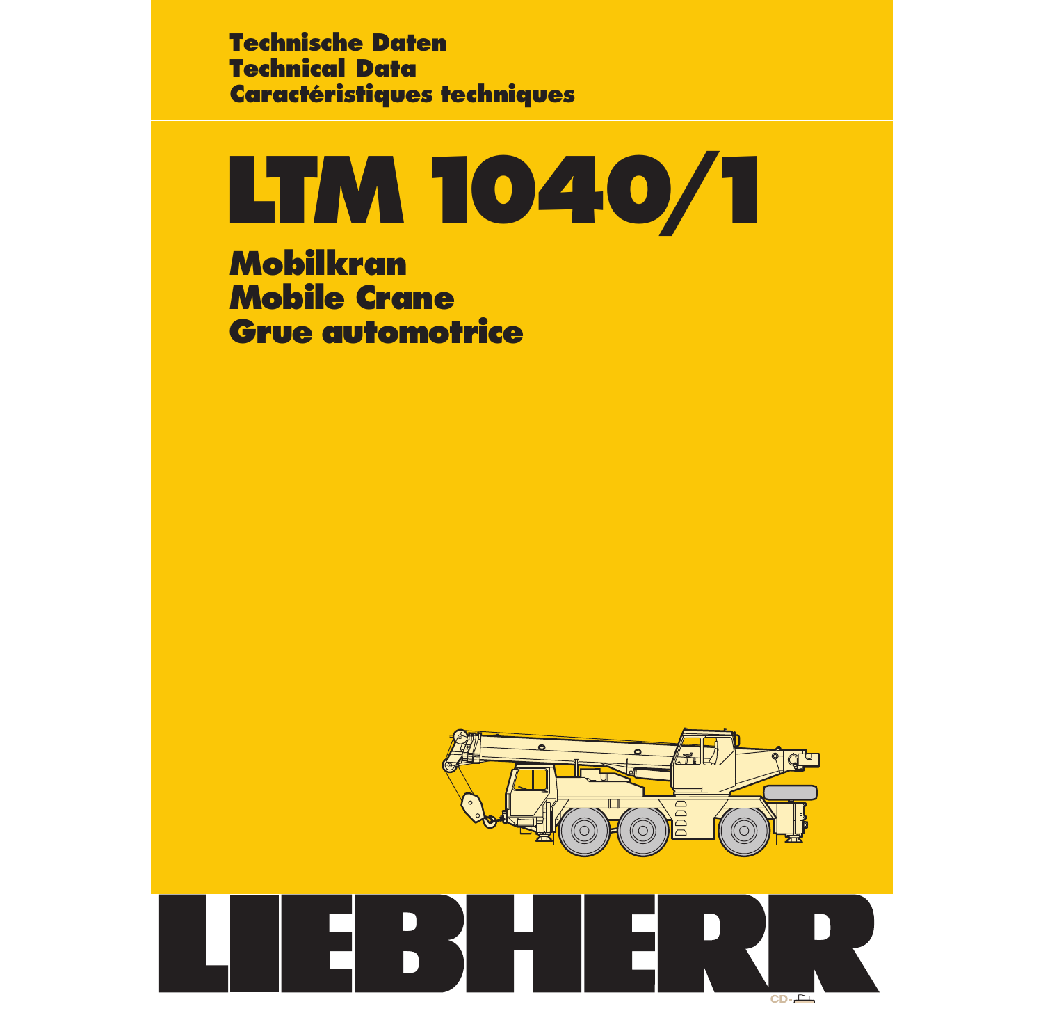**Technische Daten**
**Technical Data**
**Caractéristiques techniques**

# LTM 1040/1

## Mobilkran
## Mobile Crane
## Grue automotrice

# LIEBHERR

CD-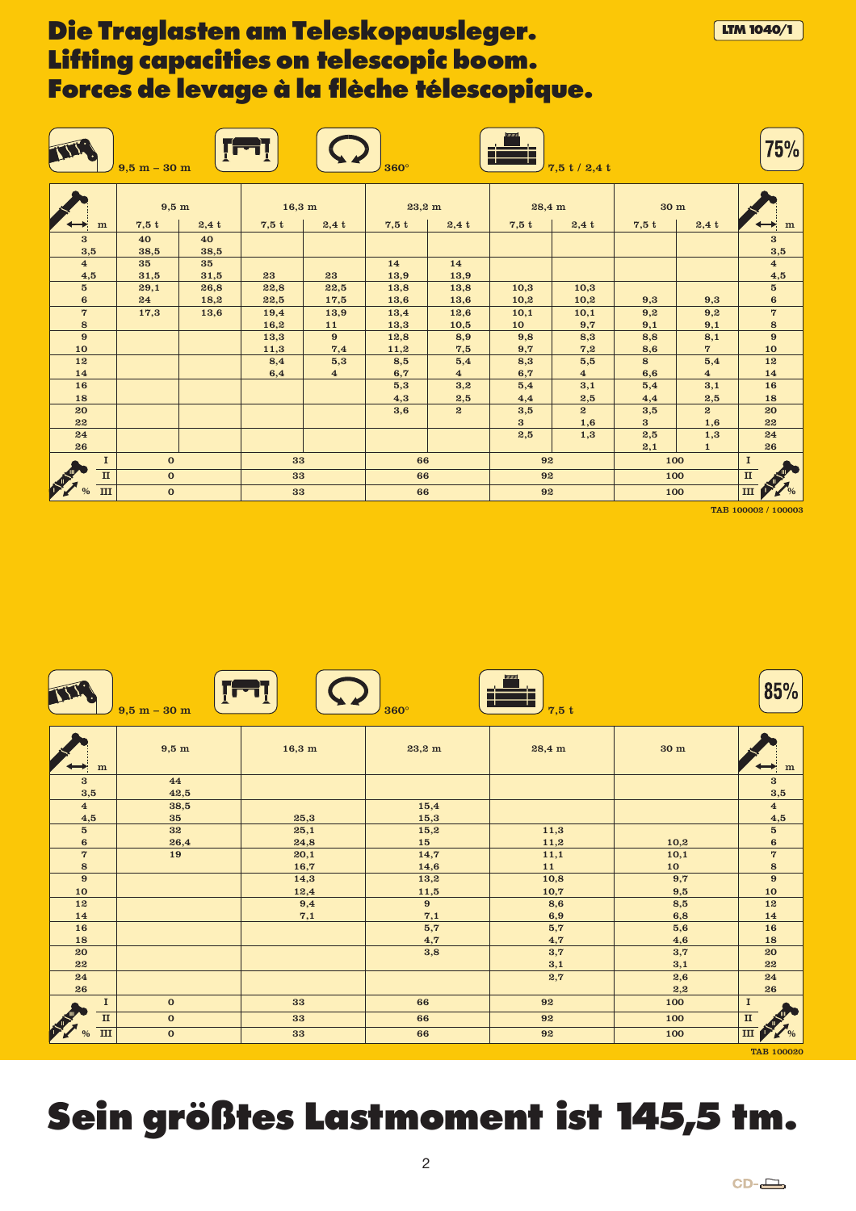# Die Traglasten am Teleskopausleger.
# Lifting capacities on telescopic boom.
# Forces de levage à la flèche télescopique.

LTM 1040/1

9,5 m – 30 m | 360° | 7,5 t / 2,4 t | 75%

| m | 9,5 m | | 16,3 m | | 23,2 m | | 28,4 m | | 30 m | | m |
|---|---|---|---|---|---|---|---|---|---|---|---|
| | 7,5 t | 2,4 t | 7,5 t | 2,4 t | 7,5 t | 2,4 t | 7,5 t | 2,4 t | 7,5 t | 2,4 t | |
| 3 | 40 | 40 | | | | | | | | | 3 |
| 3,5 | 38,5 | 38,5 | | | | | | | | | 3,5 |
| 4 | 35 | 35 | | | 14 | 14 | | | | | 4 |
| 4,5 | 31,5 | 31,5 | 23 | 23 | 13,9 | 13,9 | | | | | 4,5 |
| 5 | 29,1 | 26,8 | 22,8 | 22,5 | 13,8 | 13,8 | 10,3 | 10,3 | | | 5 |
| 6 | 24 | 18,2 | 22,5 | 17,5 | 13,6 | 13,6 | 10,2 | 10,2 | 9,3 | 9,3 | 6 |
| 7 | 17,3 | 13,6 | 19,4 | 13,9 | 13,4 | 12,6 | 10,1 | 10,1 | 9,2 | 9,2 | 7 |
| 8 | | | 16,2 | 11 | 13,3 | 10,5 | 10 | 9,7 | 9,1 | 9,1 | 8 |
| 9 | | | 13,3 | 9 | 12,8 | 8,9 | 9,8 | 8,3 | 8,8 | 8,1 | 9 |
| 10 | | | 11,3 | 7,4 | 11,2 | 7,5 | 9,7 | 7,2 | 8,6 | 7 | 10 |
| 12 | | | 8,4 | 5,3 | 8,5 | 5,4 | 8,3 | 5,5 | 8 | 5,4 | 12 |
| 14 | | | 6,4 | 4 | 6,7 | 4 | 6,7 | 4 | 6,6 | 4 | 14 |
| 16 | | | | | 5,3 | 3,2 | 5,4 | 3,1 | 5,4 | 3,1 | 16 |
| 18 | | | | | 4,3 | 2,5 | 4,4 | 2,5 | 4,4 | 2,5 | 18 |
| 20 | | | | | 3,6 | 2 | 3,5 | 2 | 3,5 | 2 | 20 |
| 22 | | | | | | | 3 | 1,6 | 3 | 1,6 | 22 |
| 24 | | | | | | | 2,5 | 1,3 | 2,5 | 1,3 | 24 |
| 26 | | | | | | | | | 2,1 | 1 | 26 |
| % I | 0 | | 33 | | 66 | | 92 | | 100 | | I |
| % II | 0 | | 33 | | 66 | | 92 | | 100 | | II |
| % III | 0 | | 33 | | 66 | | 92 | | 100 | | III % |

TAB 100002 / 100003

9,5 m – 30 m | 360° | 7,5 t | 85%

| m | 9,5 m | 16,3 m | 23,2 m | 28,4 m | 30 m | m |
|---|---|---|---|---|---|---|
| 3 | 44 | | | | | 3 |
| 3,5 | 42,5 | | | | | 3,5 |
| 4 | 38,5 | | 15,4 | | | 4 |
| 4,5 | 35 | 25,3 | 15,3 | | | 4,5 |
| 5 | 32 | 25,1 | 15,2 | 11,3 | | 5 |
| 6 | 26,4 | 24,8 | 15 | 11,2 | 10,2 | 6 |
| 7 | 19 | 20,1 | 14,7 | 11,1 | 10,1 | 7 |
| 8 | | 16,7 | 14,6 | 11 | 10 | 8 |
| 9 | | 14,3 | 13,2 | 10,8 | 9,7 | 9 |
| 10 | | 12,4 | 11,5 | 10,7 | 9,5 | 10 |
| 12 | | 9,4 | 9 | 8,6 | 8,5 | 12 |
| 14 | | 7,1 | 7,1 | 6,9 | 6,8 | 14 |
| 16 | | | 5,7 | 5,7 | 5,6 | 16 |
| 18 | | | 4,7 | 4,7 | 4,6 | 18 |
| 20 | | | 3,8 | 3,7 | 3,7 | 20 |
| 22 | | | | 3,1 | 3,1 | 22 |
| 24 | | | | 2,7 | 2,6 | 24 |
| 26 | | | | | 2,2 | 26 |
| % I | 0 | 33 | 66 | 92 | 100 | I |
| % II | 0 | 33 | 66 | 92 | 100 | II |
| % III | 0 | 33 | 66 | 92 | 100 | III % |

TAB 100020

# Sein größtes Lastmoment ist 145,5 tm.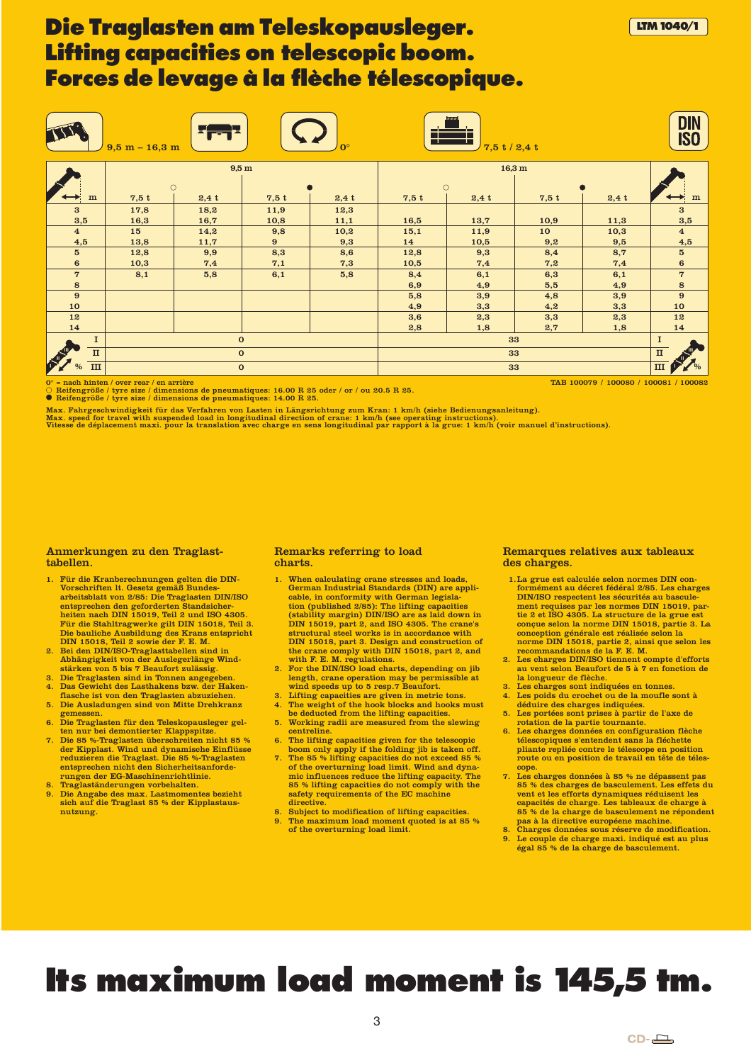# Die Traglasten am Teleskopausleger.
# Lifting capacities on telescopic boom.
# Forces de levage à la flèche télescopique.

LTM 1040/1

9,5 m – 16,3 m | 0° | 7,5 t / 2,4 t | DIN ISO

| m | 9,5 m ○ 7,5 t | 9,5 m ○ 2,4 t | 9,5 m ● 7,5 t | 9,5 m ● 2,4 t | 16,3 m ○ 7,5 t | 16,3 m ○ 2,4 t | 16,3 m ● 7,5 t | 16,3 m ● 2,4 t | m |
|---|---|---|---|---|---|---|---|---|---|
| 3 | 17,8 | 18,2 | 11,9 | 12,3 | | | | | 3 |
| 3,5 | 16,3 | 16,7 | 10,8 | 11,1 | 16,5 | 13,7 | 10,9 | 11,3 | 3,5 |
| 4 | 15 | 14,2 | 9,8 | 10,2 | 15,1 | 11,9 | 10 | 10,3 | 4 |
| 4,5 | 13,8 | 11,7 | 9 | 9,3 | 14 | 10,5 | 9,2 | 9,5 | 4,5 |
| 5 | 12,8 | 9,9 | 8,3 | 8,6 | 12,8 | 9,3 | 8,4 | 8,7 | 5 |
| 6 | 10,3 | 7,4 | 7,1 | 7,3 | 10,5 | 7,4 | 7,2 | 7,4 | 6 |
| 7 | 8,1 | 5,8 | 6,1 | 5,8 | 8,4 | 6,1 | 6,3 | 6,1 | 7 |
| 8 | | | | | 6,9 | 4,9 | 5,5 | 4,9 | 8 |
| 9 | | | | | 5,8 | 3,9 | 4,8 | 3,9 | 9 |
| 10 | | | | | 4,9 | 3,3 | 4,2 | 3,3 | 10 |
| 12 | | | | | 3,6 | 2,3 | 3,3 | 2,3 | 12 |
| 14 | | | | | 2,8 | 1,8 | 2,7 | 1,8 | 14 |
| % I | 0 | | | | 33 | | | | I |
| % II | 0 | | | | 33 | | | | II |
| % III | 0 | | | | 33 | | | | III |

0° = nach hinten / over rear / en arrière

○ Reifengröße / tyre size / dimensions de pneumatiques: 16.00 R 25 oder / or / ou 20.5 R 25.

● Reifengröße / tyre size / dimensions de pneumatiques: 14.00 R 25.

TAB 100079 / 100080 / 100081 / 100082

Max. Fahrgeschwindigkeit für das Verfahren von Lasten in Längsrichtung zum Kran: 1 km/h (siehe Bedienungsanleitung).
Max. speed for travel with suspended load in longitudinal direction of crane: 1 km/h (see operating instructions).
Vitesse de déplacement maxi. pour la translation avec charge en sens longitudinal par rapport à la grue: 1 km/h (voir manuel d'instructions).

## Anmerkungen zu den Traglasttabellen.

1. Für die Kranberechnungen gelten die DIN-Vorschriften lt. Gesetz gemäß Bundesarbeitsblatt von 2/85: Die Traglasten DIN/ISO entsprechen den geforderten Standsicherheiten nach DIN 15019, Teil 2 und ISO 4305. Für die Stahltragwerke gilt DIN 15018, Teil 3. Die bauliche Ausbildung des Krans entspricht DIN 15018, Teil 2 sowie der F. E. M.
2. Bei den DIN/ISO-Traglasttabellen sind in Abhängigkeit von der Auslegerlänge Windstärken von 5 bis 7 Beaufort zulässig.
3. Die Traglasten sind in Tonnen angegeben.
4. Das Gewicht des Lasthakens bzw. der Hakenflasche ist von den Traglasten abzuziehen.
5. Die Ausladungen sind von Mitte Drehkranz gemessen.
6. Die Traglasten für den Teleskopausleger gelten nur bei demontierter Klappspitze.
7. Die 85 %-Traglasten überschreiten nicht 85 % der Kipplast. Wind und dynamische Einflüsse reduzieren die Traglast. Die 85 %-Traglasten entsprechen nicht den Sicherheitsanforderungen der EG-Maschinenrichtlinie.
8. Traglaständerungen vorbehalten.
9. Die Angabe des max. Lastmomentes bezieht sich auf die Traglast 85 % der Kipplastausnutzung.

## Remarks referring to load charts.

1. When calculating crane stresses and loads, German Industrial Standards (DIN) are applicable, in conformity with German legislation (published 2/85): The lifting capacities (stability margin) DIN/ISO are as laid down in DIN 15019, part 2, and ISO 4305. The crane's structural steel works is in accordance with DIN 15018, part 3. Design and construction of the crane comply with DIN 15018, part 2, and with F. E. M. regulations.
2. For the DIN/ISO load charts, depending on jib length, crane operation may be permissible at wind speeds up to 5 resp.7 Beaufort.
3. Lifting capacities are given in metric tons.
4. The weight of the hook blocks and hooks must be deducted from the lifting capacities.
5. Working radii are measured from the slewing centreline.
6. The lifting capacities given for the telescopic boom only apply if the folding jib is taken off.
7. The 85 % lifting capacities do not exceed 85 % of the overturning load limit. Wind and dynamic influences reduce the lifting capacity. The 85 % lifting capacities do not comply with the safety requirements of the EC machine directive.
8. Subject to modification of lifting capacities.
9. The maximum load moment quoted is at 85 % of the overturning load limit.

## Remarques relatives aux tableaux des charges.

1. La grue est calculée selon normes DIN conformément au décret fédéral 2/85. Les charges DIN/ISO respectent les sécurités au basculement requises par les normes DIN 15019, partie 2 et ISO 4305. La structure de la grue est conçue selon la norme DIN 15018, partie 3. La conception générale est réalisée selon la norme DIN 15018, partie 2, ainsi que selon les recommandations de la F. E. M.
2. Les charges DIN/ISO tiennent compte d'efforts au vent selon Beaufort de 5 à 7 en fonction de la longueur de flèche.
3. Les charges sont indiquées en tonnes.
4. Les poids du crochet ou de la moufle sont à déduire des charges indiquées.
5. Les portées sont prises à partir de l'axe de rotation de la partie tournante.
6. Les charges données en configuration flèche télescopiques s'entendent sans la fléchette pliante repliée contre le télescope en position route ou en position de travail en tête de télescope.
7. Les charges données à 85 % ne dépassent pas 85 % des charges de basculement. Les effets du vent et les efforts dynamiques réduisent les capacités de charge. Les tableaux de charge à 85 % de la charge de basculement ne répondent pas à la directive européenne machine.
8. Charges données sous réserve de modification.
9. Le couple de charge maxi. indiqué est au plus égal 85 % de la charge de basculement.

# Its maximum load moment is 145,5 tm.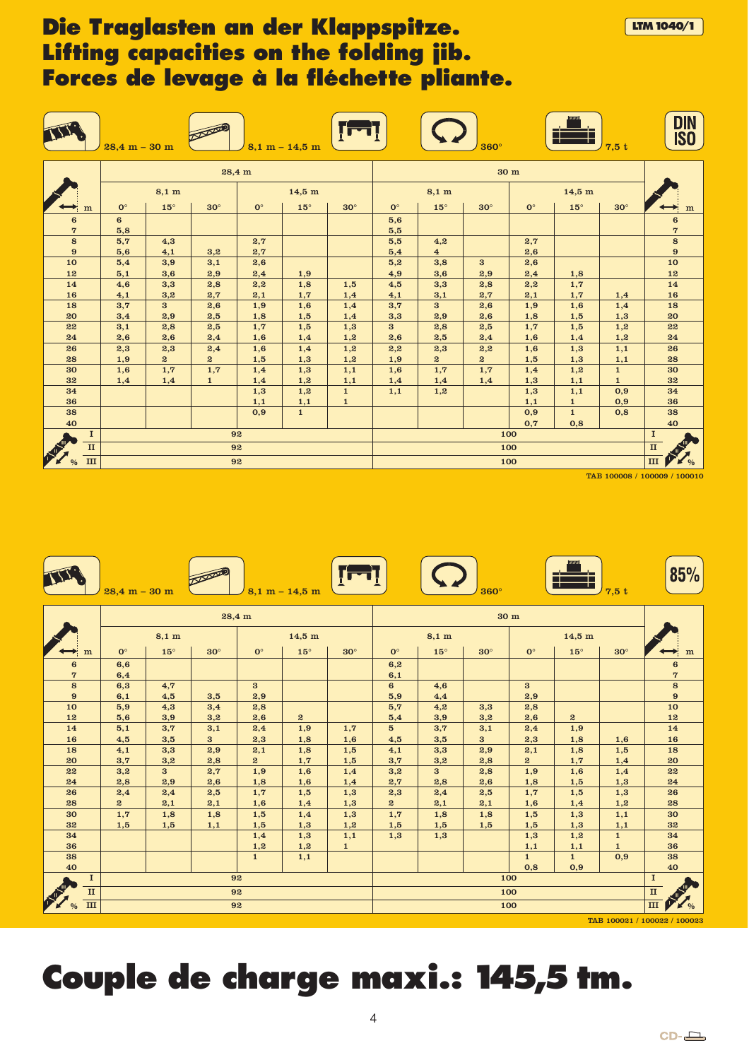# Die Traglasten an der Klappspitze.
# Lifting capacities on the folding jib.
# Forces de levage à la fléchette pliante.

LTM 1040/1

28,4 m – 30 m | 8,1 m – 14,5 m | 360° | 7,5 t | DIN ISO

| m | 28,4 m | | | | | | 30 m | | | | | | m |
|---|---|---|---|---|---|---|---|---|---|---|---|---|---|
| | 8,1 m | | | 14,5 m | | | 8,1 m | | | 14,5 m | | | |
| | 0° | 15° | 30° | 0° | 15° | 30° | 0° | 15° | 30° | 0° | 15° | 30° | |
| 6 | 6 | | | | | | 5,6 | | | | | | 6 |
| 7 | 5,8 | | | | | | 5,5 | | | | | | 7 |
| 8 | 5,7 | 4,3 | | 2,7 | | | 5,5 | 4,2 | | 2,7 | | | 8 |
| 9 | 5,6 | 4,1 | 3,2 | 2,7 | | | 5,4 | 4 | | 2,6 | | | 9 |
| 10 | 5,4 | 3,9 | 3,1 | 2,6 | | | 5,2 | 3,8 | 3 | 2,6 | | | 10 |
| 12 | 5,1 | 3,6 | 2,9 | 2,4 | 1,9 | | 4,9 | 3,6 | 2,9 | 2,4 | 1,8 | | 12 |
| 14 | 4,6 | 3,3 | 2,8 | 2,2 | 1,8 | 1,5 | 4,5 | 3,3 | 2,8 | 2,2 | 1,7 | | 14 |
| 16 | 4,1 | 3,2 | 2,7 | 2,1 | 1,7 | 1,4 | 4,1 | 3,1 | 2,7 | 2,1 | 1,7 | 1,4 | 16 |
| 18 | 3,7 | 3 | 2,6 | 1,9 | 1,6 | 1,4 | 3,7 | 3 | 2,6 | 1,9 | 1,6 | 1,4 | 18 |
| 20 | 3,4 | 2,9 | 2,5 | 1,8 | 1,5 | 1,4 | 3,3 | 2,9 | 2,6 | 1,8 | 1,5 | 1,3 | 20 |
| 22 | 3,1 | 2,8 | 2,5 | 1,7 | 1,5 | 1,3 | 3 | 2,8 | 2,5 | 1,7 | 1,5 | 1,2 | 22 |
| 24 | 2,6 | 2,6 | 2,4 | 1,6 | 1,4 | 1,2 | 2,6 | 2,5 | 2,4 | 1,6 | 1,4 | 1,2 | 24 |
| 26 | 2,3 | 2,3 | 2,4 | 1,6 | 1,4 | 1,2 | 2,2 | 2,3 | 2,2 | 1,6 | 1,3 | 1,1 | 26 |
| 28 | 1,9 | 2 | 2 | 1,5 | 1,3 | 1,2 | 1,9 | 2 | 2 | 1,5 | 1,3 | 1,1 | 28 |
| 30 | 1,6 | 1,7 | 1,7 | 1,4 | 1,3 | 1,1 | 1,6 | 1,7 | 1,7 | 1,4 | 1,2 | 1 | 30 |
| 32 | 1,4 | 1,4 | 1 | 1,4 | 1,2 | 1,1 | 1,4 | 1,4 | 1,4 | 1,3 | 1,1 | 1 | 32 |
| 34 | | | | 1,3 | 1,2 | 1 | 1,1 | 1,2 | | 1,3 | 1,1 | 0,9 | 34 |
| 36 | | | | 1,1 | 1,1 | 1 | | | | 1,1 | 1 | 0,9 | 36 |
| 38 | | | | 0,9 | 1 | | | | | 0,9 | 1 | 0,8 | 38 |
| 40 | | | | | | | | | | 0,7 | 0,8 | | 40 |
| I | 92 | | | | | | 100 | | | | | | I |
| II | 92 | | | | | | 100 | | | | | | II |
| III | 92 | | | | | | 100 | | | | | | III |

TAB 100008 / 100009 / 100010

28,4 m – 30 m | 8,1 m – 14,5 m | 360° | 7,5 t | 85%

| m | 28,4 m | | | | | | 30 m | | | | | | m |
|---|---|---|---|---|---|---|---|---|---|---|---|---|---|
| | 8,1 m | | | 14,5 m | | | 8,1 m | | | 14,5 m | | | |
| | 0° | 15° | 30° | 0° | 15° | 30° | 0° | 15° | 30° | 0° | 15° | 30° | |
| 6 | 6,6 | | | | | | 6,2 | | | | | | 6 |
| 7 | 6,4 | | | | | | 6,1 | | | | | | 7 |
| 8 | 6,3 | 4,7 | | 3 | | | 6 | 4,6 | | 3 | | | 8 |
| 9 | 6,1 | 4,5 | 3,5 | 2,9 | | | 5,9 | 4,4 | | 2,9 | | | 9 |
| 10 | 5,9 | 4,3 | 3,4 | 2,8 | | | 5,7 | 4,2 | 3,3 | 2,8 | | | 10 |
| 12 | 5,6 | 3,9 | 3,2 | 2,6 | 2 | | 5,4 | 3,9 | 3,2 | 2,6 | 2 | | 12 |
| 14 | 5,1 | 3,7 | 3,1 | 2,4 | 1,9 | 1,7 | 5 | 3,7 | 3,1 | 2,4 | 1,9 | | 14 |
| 16 | 4,5 | 3,5 | 3 | 2,3 | 1,8 | 1,6 | 4,5 | 3,5 | 3 | 2,3 | 1,8 | 1,6 | 16 |
| 18 | 4,1 | 3,3 | 2,9 | 2,1 | 1,8 | 1,5 | 4,1 | 3,3 | 2,9 | 2,1 | 1,8 | 1,5 | 18 |
| 20 | 3,7 | 3,2 | 2,8 | 2 | 1,7 | 1,5 | 3,7 | 3,2 | 2,8 | 2 | 1,7 | 1,4 | 20 |
| 22 | 3,2 | 3 | 2,7 | 1,9 | 1,6 | 1,4 | 3,2 | 3 | 2,8 | 1,9 | 1,6 | 1,4 | 22 |
| 24 | 2,8 | 2,9 | 2,6 | 1,8 | 1,6 | 1,4 | 2,7 | 2,8 | 2,6 | 1,8 | 1,5 | 1,3 | 24 |
| 26 | 2,4 | 2,4 | 2,5 | 1,7 | 1,5 | 1,3 | 2,3 | 2,4 | 2,5 | 1,7 | 1,5 | 1,3 | 26 |
| 28 | 2 | 2,1 | 2,1 | 1,6 | 1,4 | 1,3 | 2 | 2,1 | 2,1 | 1,6 | 1,4 | 1,2 | 28 |
| 30 | 1,7 | 1,8 | 1,8 | 1,5 | 1,4 | 1,3 | 1,7 | 1,8 | 1,8 | 1,5 | 1,3 | 1,1 | 30 |
| 32 | 1,5 | 1,5 | 1,1 | 1,5 | 1,3 | 1,2 | 1,5 | 1,5 | 1,5 | 1,5 | 1,3 | 1,1 | 32 |
| 34 | | | | 1,4 | 1,3 | 1,1 | 1,3 | 1,3 | | 1,3 | 1,2 | 1 | 34 |
| 36 | | | | 1,2 | 1,2 | 1 | | | | 1,1 | 1,1 | 1 | 36 |
| 38 | | | | 1 | 1,1 | | | | | 1 | 1 | 0,9 | 38 |
| 40 | | | | | | | | | | 0,8 | 0,9 | | 40 |
| I | 92 | | | | | | 100 | | | | | | I |
| II | 92 | | | | | | 100 | | | | | | II |
| III | 92 | | | | | | 100 | | | | | | III |

TAB 100021 / 100022 / 100023

# Couple de charge maxi.: 145,5 tm.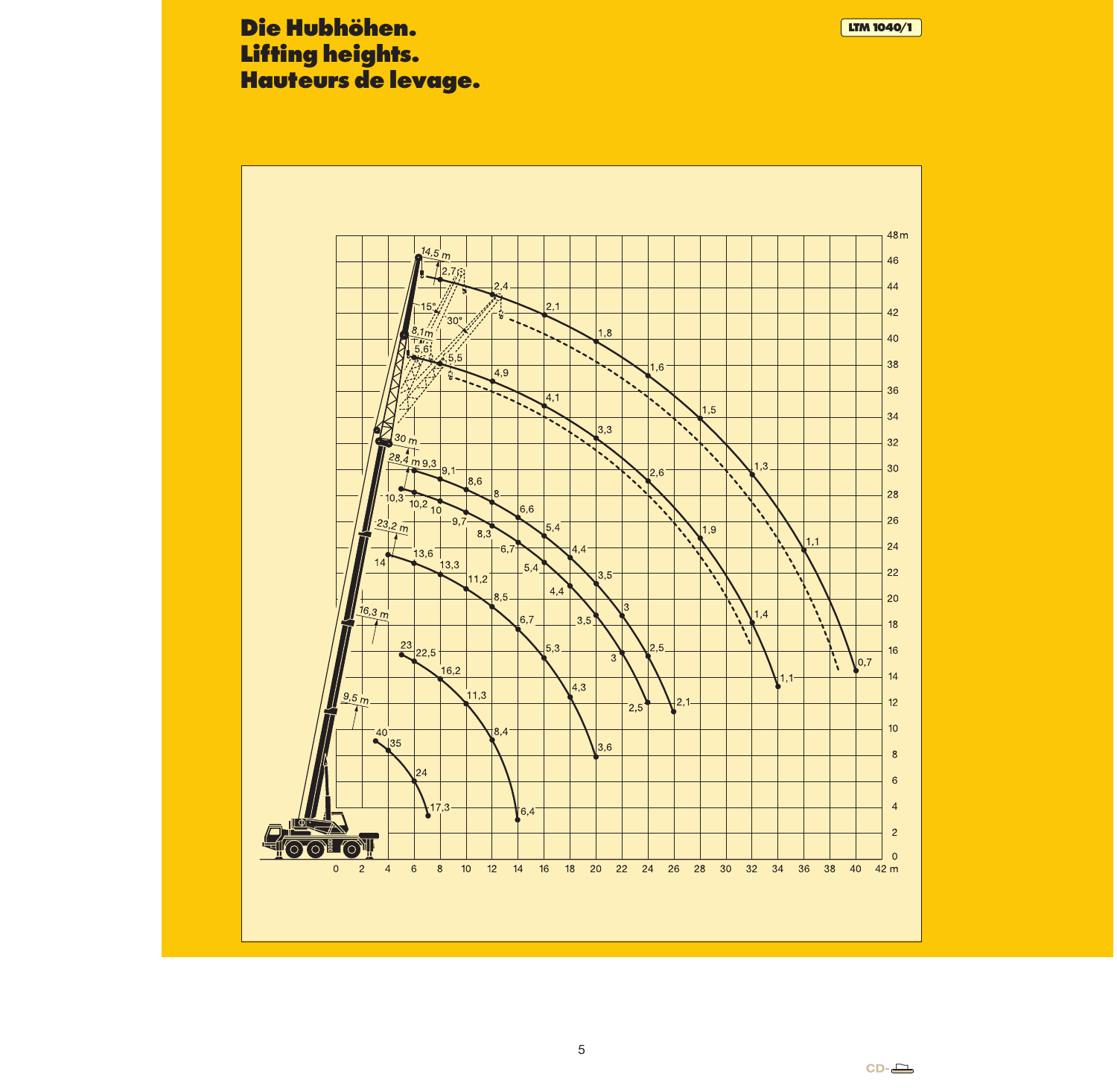# Die Hubhöhen.
# Lifting heights.
# Hauteurs de levage.

LTM 1040/1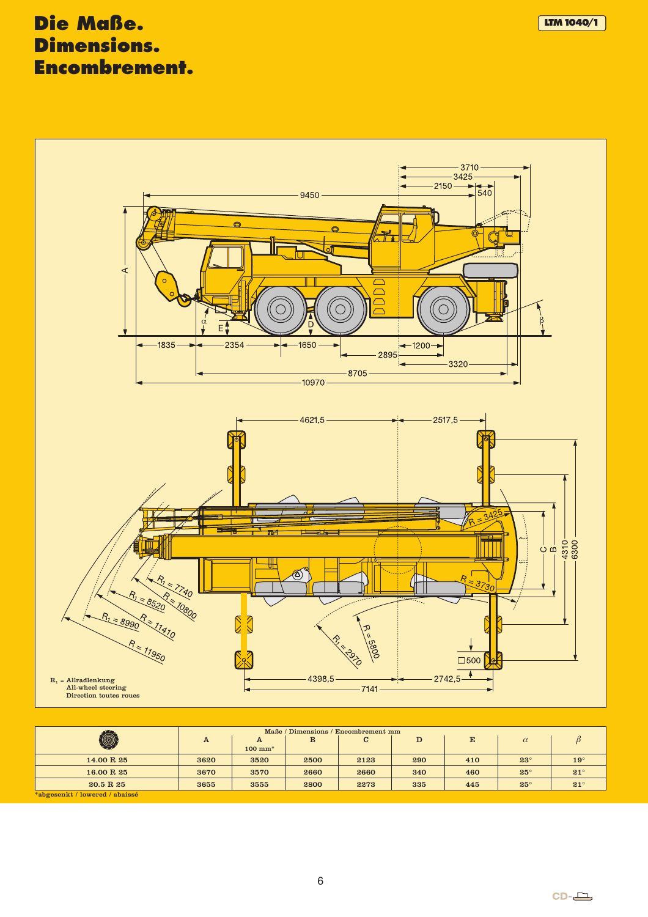# Die Maße.
# Dimensions.
# Encombrement.

LTM 1040/1

$R_1$ = Allradlenkung
All-wheel steering
Direction toutes roues

| | Maße / Dimensions / Encombrement mm | | | | | | | |
|---|---|---|---|---|---|---|---|---|
| | A | A 100 mm* | B | C | D | E | α | β |
| 14.00 R 25 | 3620 | 3520 | 2500 | 2123 | 290 | 410 | 23° | 19° |
| 16.00 R 25 | 3670 | 3570 | 2660 | 2660 | 340 | 460 | 25° | 21° |
| 20.5 R 25 | 3655 | 3555 | 2800 | 2273 | 335 | 445 | 25° | 21° |

*abgesenkt / lowered / abaissé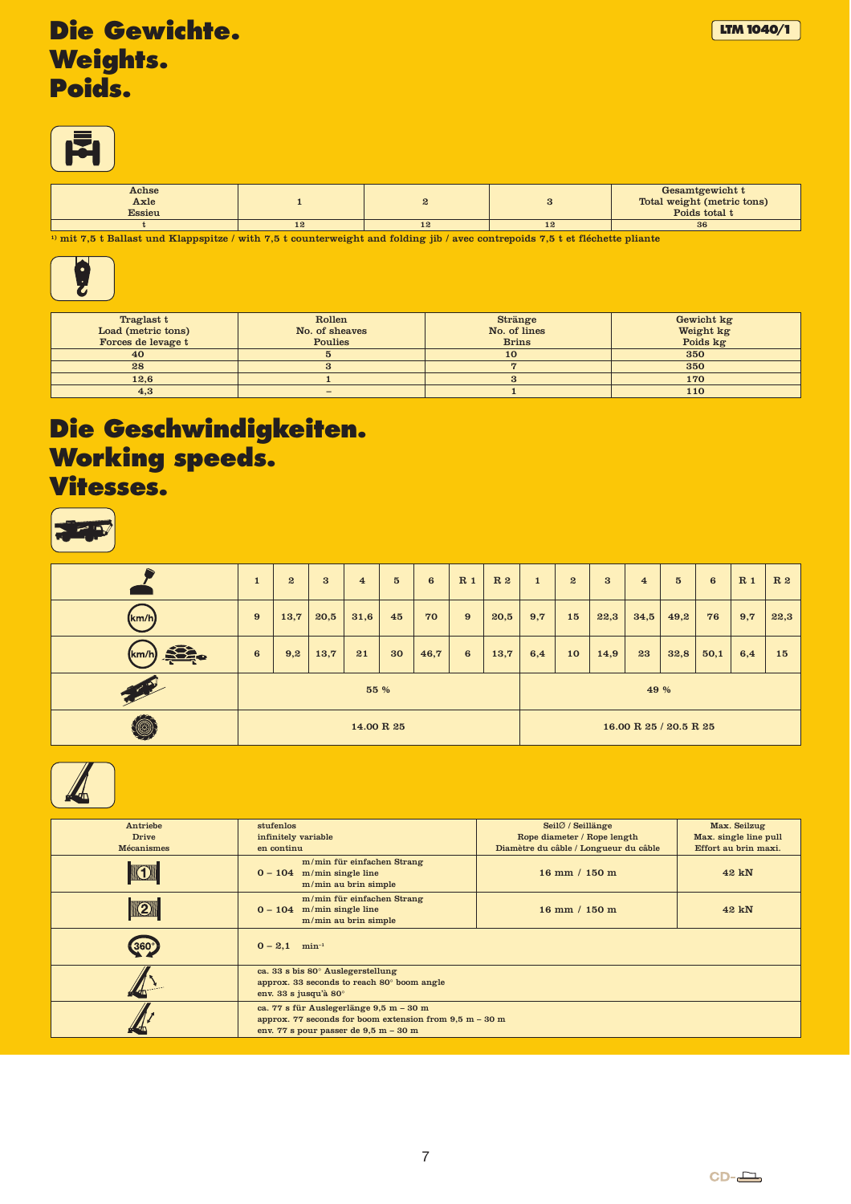# Die Gewichte.
# Weights.
# Poids.

| Achse<br>Axle<br>Essieu | 1 | 2 | 3 | Gesamtgewicht t<br>Total weight (metric tons)<br>Poids total t |
|---|---|---|---|---|
| t | 12 | 12 | 12 | 36 |

[1] mit 7,5 t Ballast und Klappspitze / with 7,5 t counterweight and folding jib / avec contrepoids 7,5 t et fléchette pliante

| Traglast t<br>Load (metric tons)<br>Forces de levage t | Rollen<br>No. of sheaves<br>Poulies | Stränge<br>No. of lines<br>Brins | Gewicht kg<br>Weight kg<br>Poids kg |
|---|---|---|---|
| 40 | 5 | 10 | 350 |
| 28 | 3 | 7 | 350 |
| 12,6 | 1 | 3 | 170 |
| 4,3 | – | 1 | 110 |

# Die Geschwindigkeiten.
# Working speeds.
# Vitesses.

| | 1 | 2 | 3 | 4 | 5 | 6 | R 1 | R 2 | 1 | 2 | 3 | 4 | 5 | 6 | R 1 | R 2 |
|---|---|---|---|---|---|---|---|---|---|---|---|---|---|---|---|---|
| km/h | 9 | 13,7 | 20,5 | 31,6 | 45 | 70 | 9 | 20,5 | 9,7 | 15 | 22,3 | 34,5 | 49,2 | 76 | 9,7 | 22,3 |
| km/h | 6 | 9,2 | 13,7 | 21 | 30 | 46,7 | 6 | 13,7 | 6,4 | 10 | 14,9 | 23 | 32,8 | 50,1 | 6,4 | 15 |
| | 55 % | | | | | | | | 49 % | | | | | | | |
| | 14.00 R 25 | | | | | | | | 16.00 R 25 / 20.5 R 25 | | | | | | | |

| Antriebe<br>Drive<br>Mécanismes | stufenlos<br>infinitely variable<br>en continu | Seil∅ / Seillänge<br>Rope diameter / Rope length<br>Diamètre du câble / Longueur du câble | Max. Seilzug<br>Max. single line pull<br>Effort au brin maxi. |
|---|---|---|---|
| 1 | 0 – 104 m/min für einfachen Strang<br>m/min single line<br>m/min au brin simple | 16 mm / 150 m | 42 kN |
| 2 | 0 – 104 m/min für einfachen Strang<br>m/min single line<br>m/min au brin simple | 16 mm / 150 m | 42 kN |
| 360° | 0 – 2,1 min⁻¹ | | |
| | ca. 33 s bis 80° Auslegerstellung<br>approx. 33 seconds to reach 80° boom angle<br>env. 33 s jusqu'à 80° | | |
| | ca. 77 s für Auslegerlänge 9,5 m – 30 m<br>approx. 77 seconds for boom extension from 9,5 m – 30 m<br>env. 77 s pour passer de 9,5 m – 30 m | | |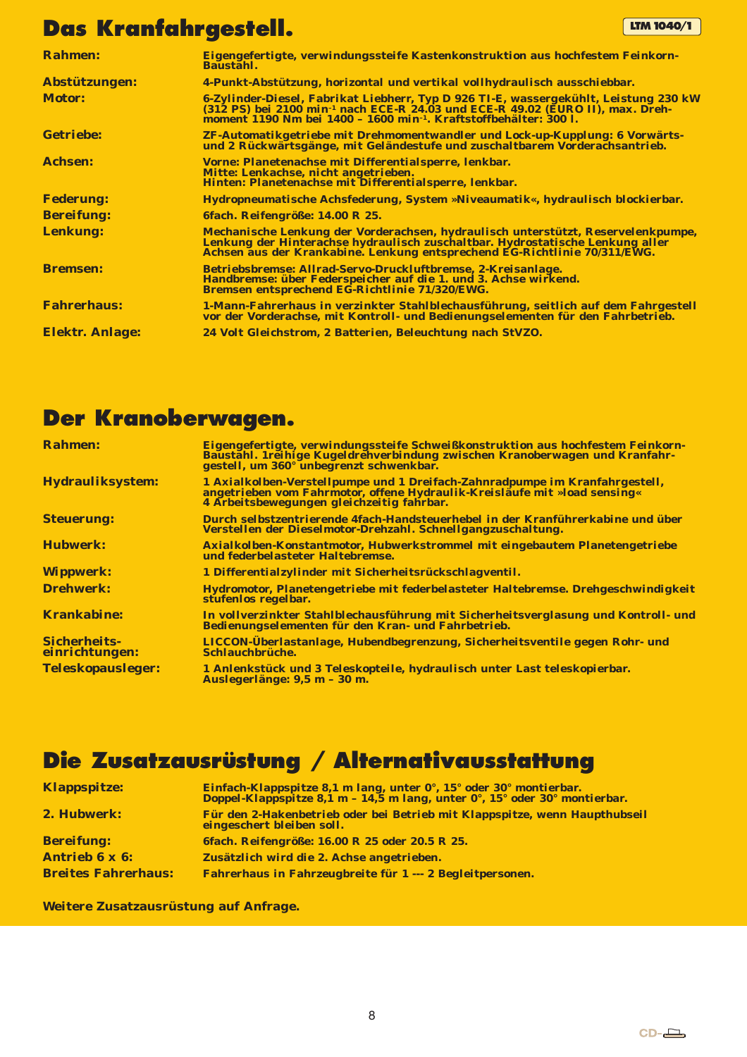# Das Kranfahrgestell.

LTM 1040/1

| | |
|---|---|
| **Rahmen:** | Eigengefertigte, verwindungssteife Kastenkonstruktion aus hochfestem Feinkorn-Baustahl. |
| **Abstützungen:** | 4-Punkt-Abstützung, horizontal und vertikal vollhydraulisch ausschiebbar. |
| **Motor:** | 6-Zylinder-Diesel, Fabrikat Liebherr, Typ D 926 TI-E, wassergekühlt, Leistung 230 kW (312 PS) bei 2100 $min^{-1}$ nach ECE-R 24.03 und ECE-R 49.02 (EURO II), max. Drehmoment 1190 Nm bei 1400 – 1600 $min^{-1}$. Kraftstoffbehälter: 300 l. |
| **Getriebe:** | ZF-Automatikgetriebe mit Drehmomentwandler und Lock-up-Kupplung: 6 Vorwärts- und 2 Rückwärtsgänge, mit Geländestufe und zuschaltbarem Vorderachsantrieb. |
| **Achsen:** | Vorne: Planetenachse mit Differentialsperre, lenkbar.<br>Mitte: Lenkachse, nicht angetrieben.<br>Hinten: Planetenachse mit Differentialsperre, lenkbar. |
| **Federung:** | Hydropneumatische Achsfederung, System »Niveaumatik«, hydraulisch blockierbar. |
| **Bereifung:** | 6fach. Reifengröße: 14.00 R 25. |
| **Lenkung:** | Mechanische Lenkung der Vorderachsen, hydraulisch unterstützt, Reservelenkpumpe, Lenkung der Hinterachse hydraulisch zuschaltbar. Hydrostatische Lenkung aller Achsen aus der Krankabine. Lenkung entsprechend EG-Richtlinie 70/311/EWG. |
| **Bremsen:** | Betriebsbremse: Allrad-Servo-Druckluftbremse, 2-Kreisanlage.<br>Handbremse: über Federspeicher auf die 1. und 3. Achse wirkend.<br>Bremsen entsprechend EG-Richtlinie 71/320/EWG. |
| **Fahrerhaus:** | 1-Mann-Fahrerhaus in verzinkter Stahlblechausführung, seitlich auf dem Fahrgestell vor der Vorderachse, mit Kontroll- und Bedienungselementen für den Fahrbetrieb. |
| **Elektr. Anlage:** | 24 Volt Gleichstrom, 2 Batterien, Beleuchtung nach StVZO. |

# Der Kranoberwagen.

| | |
|---|---|
| **Rahmen:** | Eigengefertigte, verwindungssteife Schweißkonstruktion aus hochfestem Feinkorn-Baustahl. 1reihige Kugeldrehverbindung zwischen Kranoberwagen und Kranfahrgestell, um 360° unbegrenzt schwenkbar. |
| **Hydrauliksystem:** | 1 Axialkolben-Verstellpumpe und 1 Dreifach-Zahnradpumpe im Kranfahrgestell, angetrieben vom Fahrmotor, offene Hydraulik-Kreisläufe mit »load sensing«<br>4 Arbeitsbewegungen gleichzeitig fahrbar. |
| **Steuerung:** | Durch selbstzentrierende 4fach-Handsteuerhebel in der Kranführerkabine und über Verstellen der Dieselmotor-Drehzahl. Schnellgangzuschaltung. |
| **Hubwerk:** | Axialkolben-Konstantmotor, Hubwerkstrommel mit eingebautem Planetengetriebe und federbelasteter Haltebremse. |
| **Wippwerk:** | 1 Differentialzylinder mit Sicherheitsrückschlagventil. |
| **Drehwerk:** | Hydromotor, Planetengetriebe mit federbelasteter Haltebremse. Drehgeschwindigkeit stufenlos regelbar. |
| **Krankabine:** | In vollverzinkter Stahlblechausführung mit Sicherheitsverglasung und Kontroll- und Bedienungselementen für den Kran- und Fahrbetrieb. |
| **Sicherheitseinrichtungen:** | LICCON-Überlastanlage, Hubendbegrenzung, Sicherheitsventile gegen Rohr- und Schlauchbrüche. |
| **Teleskopausleger:** | 1 Anlenkstück und 3 Teleskopteile, hydraulisch unter Last teleskopierbar.<br>Auslegerlänge: 9,5 m – 30 m. |

# Die Zusatzausrüstung / Alternativausstattung

| | |
|---|---|
| **Klappspitze:** | Einfach-Klappspitze 8,1 m lang, unter 0°, 15° oder 30° montierbar.<br>Doppel-Klappspitze 8,1 m – 14,5 m lang, unter 0°, 15° oder 30° montierbar. |
| **2. Hubwerk:** | Für den 2-Hakenbetrieb oder bei Betrieb mit Klappspitze, wenn Haupthubseil eingeschert bleiben soll. |
| **Bereifung:** | 6fach. Reifengröße: 16.00 R 25 oder 20.5 R 25. |
| **Antrieb 6 x 6:** | Zusätzlich wird die 2. Achse angetrieben. |
| **Breites Fahrerhaus:** | Fahrerhaus in Fahrzeugbreite für 1 --- 2 Begleitpersonen. |

**Weitere Zusatzausrüstung auf Anfrage.**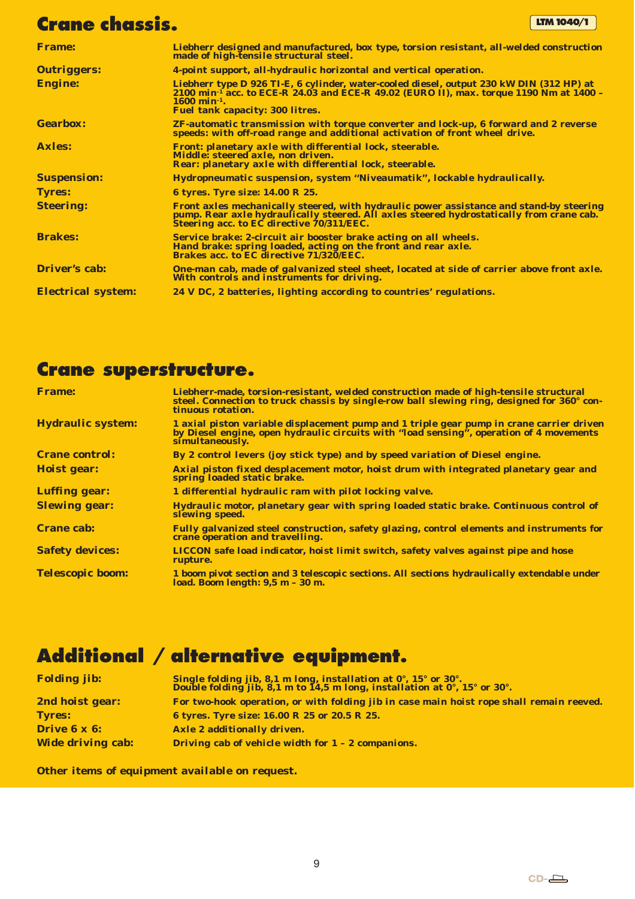## Crane chassis.

**LTM 1040/1**

| | |
|---|---|
| **Frame:** | Liebherr designed and manufactured, box type, torsion resistant, all-welded construction made of high-tensile structural steel. |
| **Outriggers:** | 4-point support, all-hydraulic horizontal and vertical operation. |
| **Engine:** | Liebherr type D 926 TI-E, 6 cylinder, water-cooled diesel, output 230 kW DIN (312 HP) at 2100 min$^{-1}$ acc. to ECE-R 24.03 and ECE-R 49.02 (EURO II), max. torque 1190 Nm at 1400 – 1600 min$^{-1}$. Fuel tank capacity: 300 litres. |
| **Gearbox:** | ZF-automatic transmission with torque converter and lock-up, 6 forward and 2 reverse speeds: with off-road range and additional activation of front wheel drive. |
| **Axles:** | Front: planetary axle with differential lock, steerable. Middle: steered axle, non driven. Rear: planetary axle with differential lock, steerable. |
| **Suspension:** | Hydropneumatic suspension, system "Niveaumatik", lockable hydraulically. |
| **Tyres:** | 6 tyres. Tyre size: 14.00 R 25. |
| **Steering:** | Front axles mechanically steered, with hydraulic power assistance and stand-by steering pump. Rear axle hydraulically steered. All axles steered hydrostatically from crane cab. Steering acc. to EC directive 70/311/EEC. |
| **Brakes:** | Service brake: 2-circuit air booster brake acting on all wheels. Hand brake: spring loaded, acting on the front and rear axle. Brakes acc. to EC directive 71/320/EEC. |
| **Driver's cab:** | One-man cab, made of galvanized steel sheet, located at side of carrier above front axle. With controls and instruments for driving. |
| **Electrical system:** | 24 V DC, 2 batteries, lighting according to countries' regulations. |

## Crane superstructure.

| | |
|---|---|
| **Frame:** | Liebherr-made, torsion-resistant, welded construction made of high-tensile structural steel. Connection to truck chassis by single-row ball slewing ring, designed for 360° continuous rotation. |
| **Hydraulic system:** | 1 axial piston variable displacement pump and 1 triple gear pump in crane carrier driven by Diesel engine, open hydraulic circuits with "load sensing", operation of 4 movements simultaneously. |
| **Crane control:** | By 2 control levers (joy stick type) and by speed variation of Diesel engine. |
| **Hoist gear:** | Axial piston fixed desplacement motor, hoist drum with integrated planetary gear and spring loaded static brake. |
| **Luffing gear:** | 1 differential hydraulic ram with pilot locking valve. |
| **Slewing gear:** | Hydraulic motor, planetary gear with spring loaded static brake. Continuous control of slewing speed. |
| **Crane cab:** | Fully galvanized steel construction, safety glazing, control elements and instruments for crane operation and travelling. |
| **Safety devices:** | LICCON safe load indicator, hoist limit switch, safety valves against pipe and hose rupture. |
| **Telescopic boom:** | 1 boom pivot section and 3 telescopic sections. All sections hydraulically extendable under load. Boom length: 9,5 m – 30 m. |

## Additional / alternative equipment.

| | |
|---|---|
| **Folding jib:** | Single folding jib, 8,1 m long, installation at 0°, 15° or 30°. Double folding jib, 8,1 m to 14,5 m long, installation at 0°, 15° or 30°. |
| **2nd hoist gear:** | For two-hook operation, or with folding jib in case main hoist rope shall remain reeved. |
| **Tyres:** | 6 tyres. Tyre size: 16.00 R 25 or 20.5 R 25. |
| **Drive 6 x 6:** | Axle 2 additionally driven. |
| **Wide driving cab:** | Driving cab of vehicle width for 1 – 2 companions. |

**Other items of equipment available on request.**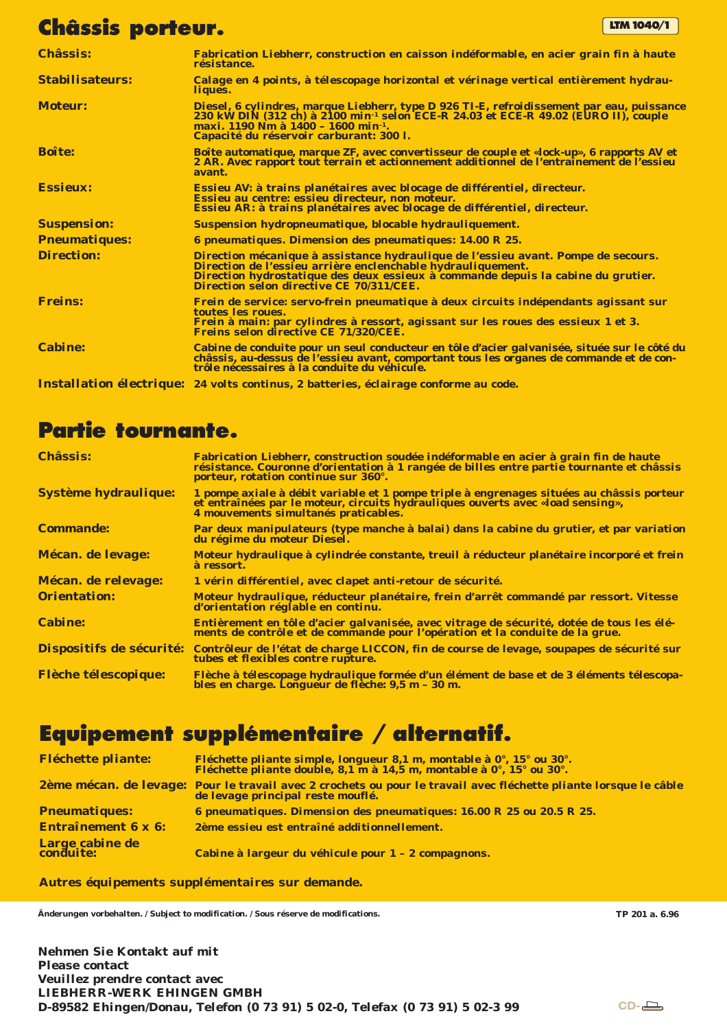# Châssis porteur.

LTM 1040/1

| | |
|---|---|
| **Châssis:** | Fabrication Liebherr, construction en caisson indéformable, en acier grain fin à haute résistance. |
| **Stabilisateurs:** | Calage en 4 points, à télescopage horizontal et vérinage vertical entièrement hydrauliques. |
| **Moteur:** | Diesel, 6 cylindres, marque Liebherr, type D 926 TI-E, refroidissement par eau, puissance 230 kW DIN (312 ch) à 2100 min$^{-1}$ selon ECE-R 24.03 et ECE-R 49.02 (EURO II), couple maxi. 1190 Nm à 1400 – 1600 min$^{-1}$. Capacité du réservoir carburant: 300 l. |
| **Boîte:** | Boîte automatique, marque ZF, avec convertisseur de couple et «lock-up», 6 rapports AV et 2 AR. Avec rapport tout terrain et actionnement additionnel de l'entraînement de l'essieu avant. |
| **Essieux:** | Essieu AV: à trains planétaires avec blocage de différentiel, directeur. Essieu au centre: essieu directeur, non moteur. Essieu AR: à trains planétaires avec blocage de différentiel, directeur. |
| **Suspension:** | Suspension hydropneumatique, blocable hydrauliquement. |
| **Pneumatiques:** | 6 pneumatiques. Dimension des pneumatiques: 14.00 R 25. |
| **Direction:** | Direction mécanique à assistance hydraulique de l'essieu avant. Pompe de secours. Direction de l'essieu arrière enclenchable hydrauliquement. Direction hydrostatique des deux essieux à commande depuis la cabine du grutier. Direction selon directive CE 70/311/CEE. |
| **Freins:** | Frein de service: servo-frein pneumatique à deux circuits indépendants agissant sur toutes les roues. Frein à main: par cylindres à ressort, agissant sur les roues des essieux 1 et 3. Freins selon directive CE 71/320/CEE. |
| **Cabine:** | Cabine de conduite pour un seul conducteur en tôle d'acier galvanisée, située sur le côté du châssis, au-dessus de l'essieu avant, comportant tous les organes de commande et de contrôle nécessaires à la conduite du véhicule. |
| **Installation électrique:** | 24 volts continus, 2 batteries, éclairage conforme au code. |

# Partie tournante.

| | |
|---|---|
| **Châssis:** | Fabrication Liebherr, construction soudée indéformable en acier à grain fin de haute résistance. Couronne d'orientation à 1 rangée de billes entre partie tournante et châssis porteur, rotation continue sur 360°. |
| **Système hydraulique:** | 1 pompe axiale à débit variable et 1 pompe triple à engrenages situées au châssis porteur et entraînées par le moteur, circuits hydrauliques ouverts avec «load sensing», 4 mouvements simultanés praticables. |
| **Commande:** | Par deux manipulateurs (type manche à balai) dans la cabine du grutier, et par variation du régime du moteur Diesel. |
| **Mécan. de levage:** | Moteur hydraulique à cylindrée constante, treuil à réducteur planétaire incorporé et frein à ressort. |
| **Mécan. de relevage:** | 1 vérin différentiel, avec clapet anti-retour de sécurité. |
| **Orientation:** | Moteur hydraulique, réducteur planétaire, frein d'arrêt commandé par ressort. Vitesse d'orientation réglable en continu. |
| **Cabine:** | Entièrement en tôle d'acier galvanisée, avec vitrage de sécurité, dotée de tous les éléments de contrôle et de commande pour l'opération et la conduite de la grue. |
| **Dispositifs de sécurité:** | Contrôleur de l'état de charge LICCON, fin de course de levage, soupapes de sécurité sur tubes et flexibles contre rupture. |
| **Flèche télescopique:** | Flèche à télescopage hydraulique formée d'un élément de base et de 3 éléments télescopables en charge. Longueur de flèche: 9,5 m – 30 m. |

# Equipement supplémentaire / alternatif.

| | |
|---|---|
| **Fléchette pliante:** | Fléchette pliante simple, longueur 8,1 m, montable à 0°, 15° ou 30°. Fléchette pliante double, 8,1 m à 14,5 m, montable à 0°, 15° ou 30°. |
| **2ème mécan. de levage:** | Pour le travail avec 2 crochets ou pour le travail avec fléchette pliante lorsque le câble de levage principal reste mouflé. |
| **Pneumatiques:** | 6 pneumatiques. Dimension des pneumatiques: 16.00 R 25 ou 20.5 R 25. |
| **Entraînement 6 x 6:** | 2ème essieu est entraîné additionnellement. |
| **Large cabine de conduite:** | Cabine à largeur du véhicule pour 1 – 2 compagnons. |

**Autres équipements supplémentaires sur demande.**

Änderungen vorbehalten. / Subject to modification. / Sous réserve de modifications.

TP 201 a. 6.96

**Nehmen Sie Kontakt auf mit**
**Please contact**
**Veuillez prendre contact avec**
**LIEBHERR-WERK EHINGEN GMBH**
**D-89582 Ehingen/Donau, Telefon (0 73 91) 5 02-0, Telefax (0 73 91) 5 02-3 99**